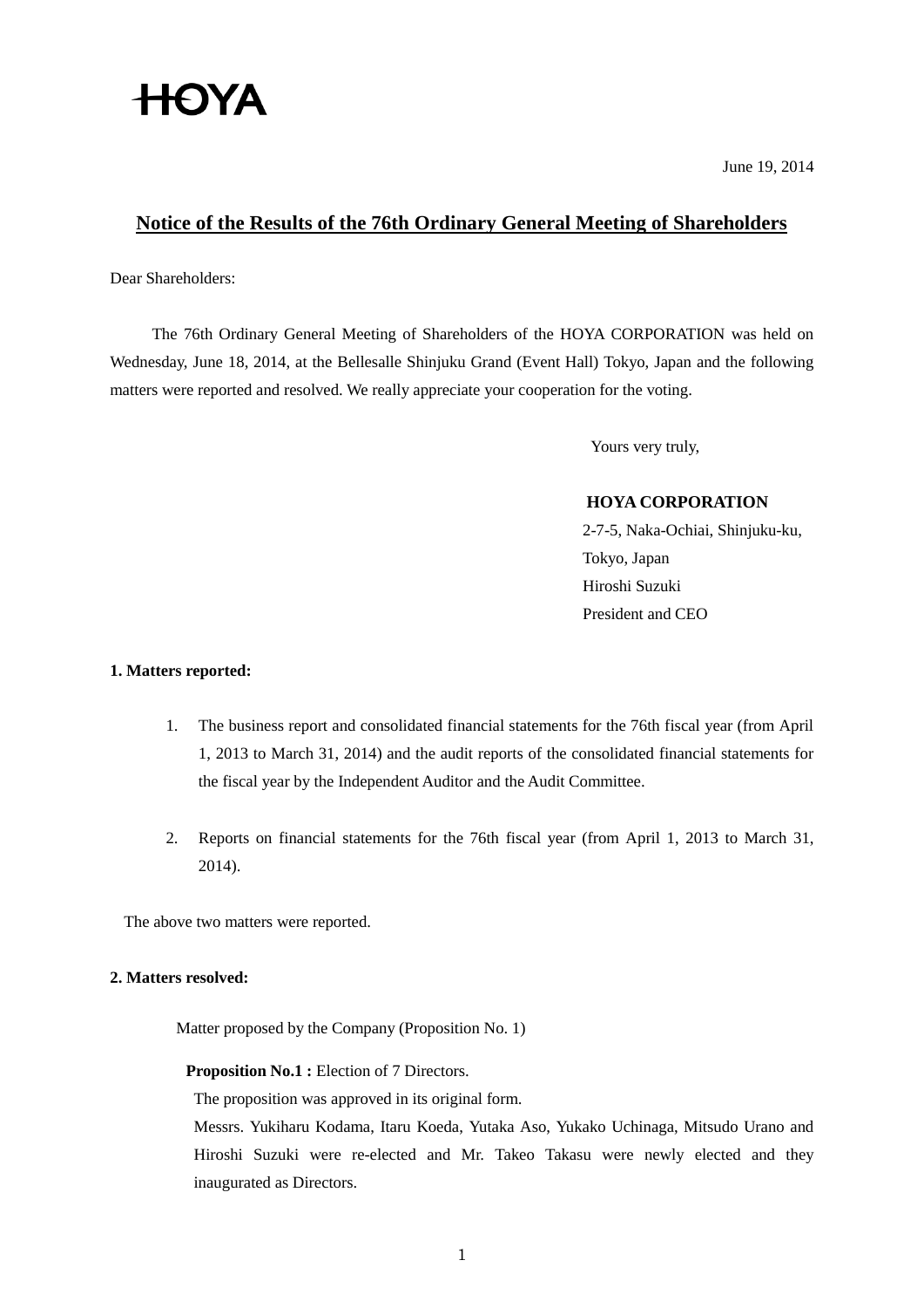HOYA

June 19, 2014

# Notice of the Results of the 76th Ordinary General Meeting of Shareholders

Dear Shareholders:

The 76th Ordinary General Meeting of Shareholders of the HOYA CORPORATION was held on Wednesday, June 18, 2014, at the Bellesalle Shinjuku Grand (Event Hall) Tokyo, Japan and the following matters were reported and resolved. We really appreciate your cooperation for the voting.

Yours very truly,

**HOYA CORPORATION**
2-7-5, Naka-Ochiai, Shinjuku-ku,
Tokyo, Japan
Hiroshi Suzuki
President and CEO

**1. Matters reported:**

1. The business report and consolidated financial statements for the 76th fiscal year (from April 1, 2013 to March 31, 2014) and the audit reports of the consolidated financial statements for the fiscal year by the Independent Auditor and the Audit Committee.

2. Reports on financial statements for the 76th fiscal year (from April 1, 2013 to March 31, 2014).

The above two matters were reported.

**2. Matters resolved:**

Matter proposed by the Company (Proposition No. 1)

**Proposition No.1 :** Election of 7 Directors.
The proposition was approved in its original form.
Messrs. Yukiharu Kodama, Itaru Koeda, Yutaka Aso, Yukako Uchinaga, Mitsudo Urano and Hiroshi Suzuki were re-elected and Mr. Takeo Takasu were newly elected and they inaugurated as Directors.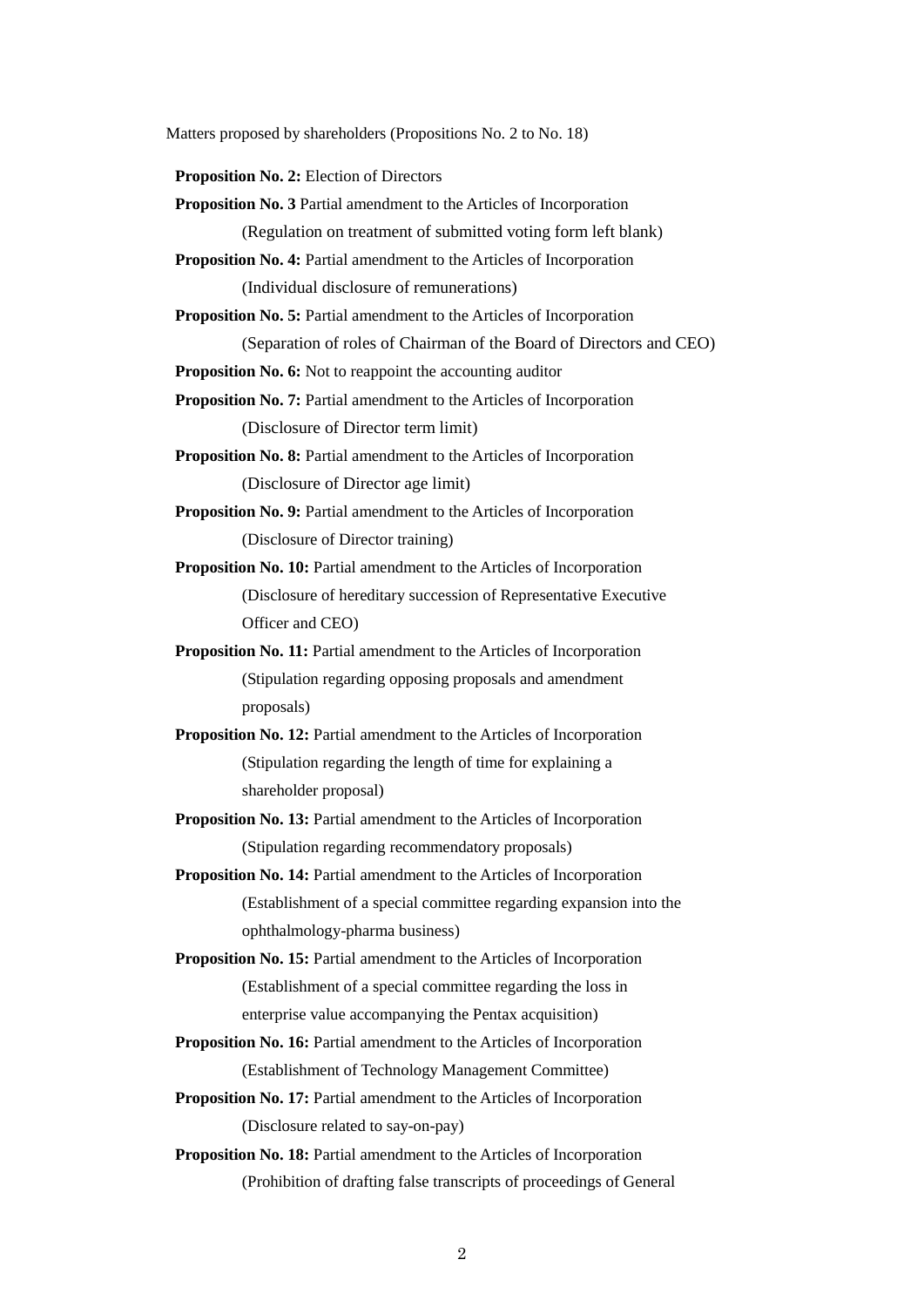Matters proposed by shareholders (Propositions No. 2 to No. 18)

**Proposition No. 2:** Election of Directors

**Proposition No. 3** Partial amendment to the Articles of Incorporation
(Regulation on treatment of submitted voting form left blank)

**Proposition No. 4:** Partial amendment to the Articles of Incorporation
(Individual disclosure of remunerations)

**Proposition No. 5:** Partial amendment to the Articles of Incorporation
(Separation of roles of Chairman of the Board of Directors and CEO)

**Proposition No. 6:** Not to reappoint the accounting auditor

**Proposition No. 7:** Partial amendment to the Articles of Incorporation
(Disclosure of Director term limit)

**Proposition No. 8:** Partial amendment to the Articles of Incorporation
(Disclosure of Director age limit)

**Proposition No. 9:** Partial amendment to the Articles of Incorporation
(Disclosure of Director training)

**Proposition No. 10:** Partial amendment to the Articles of Incorporation
(Disclosure of hereditary succession of Representative Executive Officer and CEO)

**Proposition No. 11:** Partial amendment to the Articles of Incorporation
(Stipulation regarding opposing proposals and amendment proposals)

**Proposition No. 12:** Partial amendment to the Articles of Incorporation
(Stipulation regarding the length of time for explaining a shareholder proposal)

**Proposition No. 13:** Partial amendment to the Articles of Incorporation
(Stipulation regarding recommendatory proposals)

**Proposition No. 14:** Partial amendment to the Articles of Incorporation
(Establishment of a special committee regarding expansion into the ophthalmology-pharma business)

**Proposition No. 15:** Partial amendment to the Articles of Incorporation
(Establishment of a special committee regarding the loss in enterprise value accompanying the Pentax acquisition)

**Proposition No. 16:** Partial amendment to the Articles of Incorporation
(Establishment of Technology Management Committee)

**Proposition No. 17:** Partial amendment to the Articles of Incorporation
(Disclosure related to say-on-pay)

**Proposition No. 18:** Partial amendment to the Articles of Incorporation
(Prohibition of drafting false transcripts of proceedings of General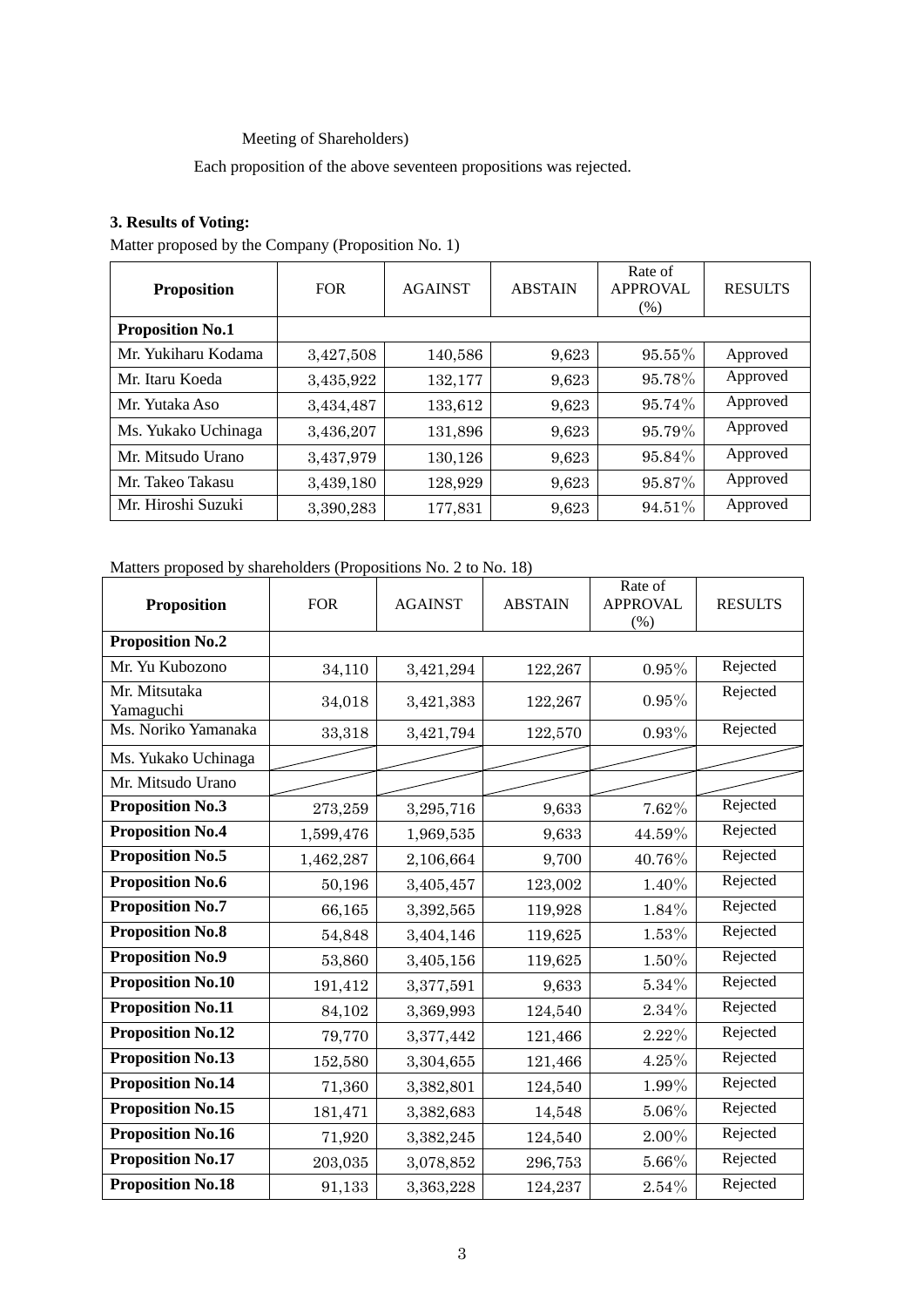Meeting of Shareholders)

Each proposition of the above seventeen propositions was rejected.

**3. Results of Voting:**

Matter proposed by the Company (Proposition No. 1)

| Proposition | FOR | AGAINST | ABSTAIN | Rate of APPROVAL (%) | RESULTS |
|---|---|---|---|---|---|
| **Proposition No.1** | | | | | |
| Mr. Yukiharu Kodama | 3,427,508 | 140,586 | 9,623 | 95.55% | Approved |
| Mr. Itaru Koeda | 3,435,922 | 132,177 | 9,623 | 95.78% | Approved |
| Mr. Yutaka Aso | 3,434,487 | 133,612 | 9,623 | 95.74% | Approved |
| Ms. Yukako Uchinaga | 3,436,207 | 131,896 | 9,623 | 95.79% | Approved |
| Mr. Mitsudo Urano | 3,437,979 | 130,126 | 9,623 | 95.84% | Approved |
| Mr. Takeo Takasu | 3,439,180 | 128,929 | 9,623 | 95.87% | Approved |
| Mr. Hiroshi Suzuki | 3,390,283 | 177,831 | 9,623 | 94.51% | Approved |

Matters proposed by shareholders (Propositions No. 2 to No. 18)

| Proposition | FOR | AGAINST | ABSTAIN | Rate of APPROVAL (%) | RESULTS |
|---|---|---|---|---|---|
| **Proposition No.2** | | | | | |
| Mr. Yu Kubozono | 34,110 | 3,421,294 | 122,267 | 0.95% | Rejected |
| Mr. Mitsutaka Yamaguchi | 34,018 | 3,421,383 | 122,267 | 0.95% | Rejected |
| Ms. Noriko Yamanaka | 33,318 | 3,421,794 | 122,570 | 0.93% | Rejected |
| Ms. Yukako Uchinaga | | | | | |
| Mr. Mitsudo Urano | | | | | |
| **Proposition No.3** | 273,259 | 3,295,716 | 9,633 | 7.62% | Rejected |
| **Proposition No.4** | 1,599,476 | 1,969,535 | 9,633 | 44.59% | Rejected |
| **Proposition No.5** | 1,462,287 | 2,106,664 | 9,700 | 40.76% | Rejected |
| **Proposition No.6** | 50,196 | 3,405,457 | 123,002 | 1.40% | Rejected |
| **Proposition No.7** | 66,165 | 3,392,565 | 119,928 | 1.84% | Rejected |
| **Proposition No.8** | 54,848 | 3,404,146 | 119,625 | 1.53% | Rejected |
| **Proposition No.9** | 53,860 | 3,405,156 | 119,625 | 1.50% | Rejected |
| **Proposition No.10** | 191,412 | 3,377,591 | 9,633 | 5.34% | Rejected |
| **Proposition No.11** | 84,102 | 3,369,993 | 124,540 | 2.34% | Rejected |
| **Proposition No.12** | 79,770 | 3,377,442 | 121,466 | 2.22% | Rejected |
| **Proposition No.13** | 152,580 | 3,304,655 | 121,466 | 4.25% | Rejected |
| **Proposition No.14** | 71,360 | 3,382,801 | 124,540 | 1.99% | Rejected |
| **Proposition No.15** | 181,471 | 3,382,683 | 14,548 | 5.06% | Rejected |
| **Proposition No.16** | 71,920 | 3,382,245 | 124,540 | 2.00% | Rejected |
| **Proposition No.17** | 203,035 | 3,078,852 | 296,753 | 5.66% | Rejected |
| **Proposition No.18** | 91,133 | 3,363,228 | 124,237 | 2.54% | Rejected |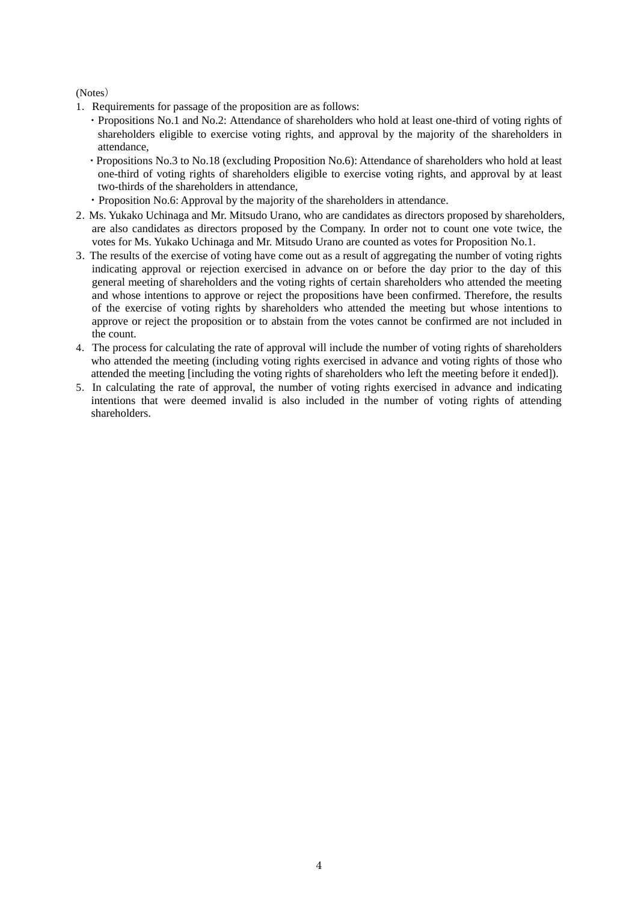(Notes)

1. Requirements for passage of the proposition are as follows:
   - Propositions No.1 and No.2: Attendance of shareholders who hold at least one-third of voting rights of shareholders eligible to exercise voting rights, and approval by the majority of the shareholders in attendance,
   - Propositions No.3 to No.18 (excluding Proposition No.6): Attendance of shareholders who hold at least one-third of voting rights of shareholders eligible to exercise voting rights, and approval by at least two-thirds of the shareholders in attendance,
   - Proposition No.6: Approval by the majority of the shareholders in attendance.
2. Ms. Yukako Uchinaga and Mr. Mitsudo Urano, who are candidates as directors proposed by shareholders, are also candidates as directors proposed by the Company. In order not to count one vote twice, the votes for Ms. Yukako Uchinaga and Mr. Mitsudo Urano are counted as votes for Proposition No.1.
3. The results of the exercise of voting have come out as a result of aggregating the number of voting rights indicating approval or rejection exercised in advance on or before the day prior to the day of this general meeting of shareholders and the voting rights of certain shareholders who attended the meeting and whose intentions to approve or reject the propositions have been confirmed. Therefore, the results of the exercise of voting rights by shareholders who attended the meeting but whose intentions to approve or reject the proposition or to abstain from the votes cannot be confirmed are not included in the count.
4. The process for calculating the rate of approval will include the number of voting rights of shareholders who attended the meeting (including voting rights exercised in advance and voting rights of those who attended the meeting [including the voting rights of shareholders who left the meeting before it ended]).
5. In calculating the rate of approval, the number of voting rights exercised in advance and indicating intentions that were deemed invalid is also included in the number of voting rights of attending shareholders.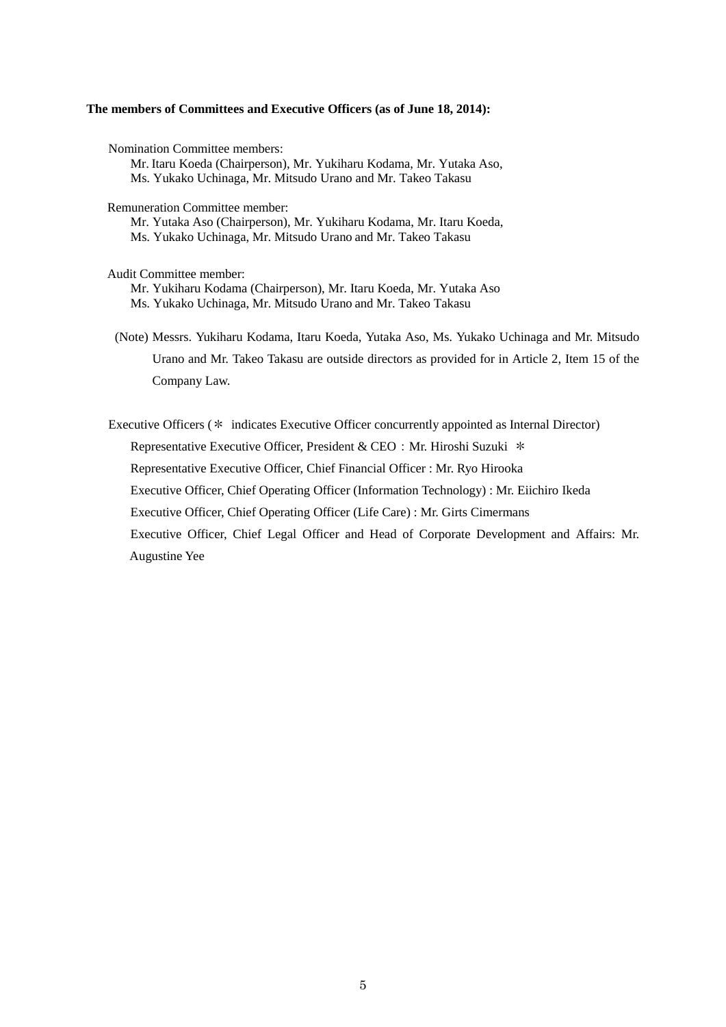**The members of Committees and Executive Officers (as of June 18, 2014):**

Nomination Committee members:
Mr. Itaru Koeda (Chairperson), Mr. Yukiharu Kodama, Mr. Yutaka Aso,
Ms. Yukako Uchinaga, Mr. Mitsudo Urano and Mr. Takeo Takasu

Remuneration Committee member:
Mr. Yutaka Aso (Chairperson), Mr. Yukiharu Kodama, Mr. Itaru Koeda,
Ms. Yukako Uchinaga, Mr. Mitsudo Urano and Mr. Takeo Takasu

Audit Committee member:
Mr. Yukiharu Kodama (Chairperson), Mr. Itaru Koeda, Mr. Yutaka Aso
Ms. Yukako Uchinaga, Mr. Mitsudo Urano and Mr. Takeo Takasu

(Note) Messrs. Yukiharu Kodama, Itaru Koeda, Yutaka Aso, Ms. Yukako Uchinaga and Mr. Mitsudo Urano and Mr. Takeo Takasu are outside directors as provided for in Article 2, Item 15 of the Company Law.

Executive Officers (＊ indicates Executive Officer concurrently appointed as Internal Director)

Representative Executive Officer, President & CEO：Mr. Hiroshi Suzuki ＊

Representative Executive Officer, Chief Financial Officer : Mr. Ryo Hirooka

Executive Officer, Chief Operating Officer (Information Technology) : Mr. Eiichiro Ikeda

Executive Officer, Chief Operating Officer (Life Care) : Mr. Girts Cimermans

Executive Officer, Chief Legal Officer and Head of Corporate Development and Affairs: Mr. Augustine Yee